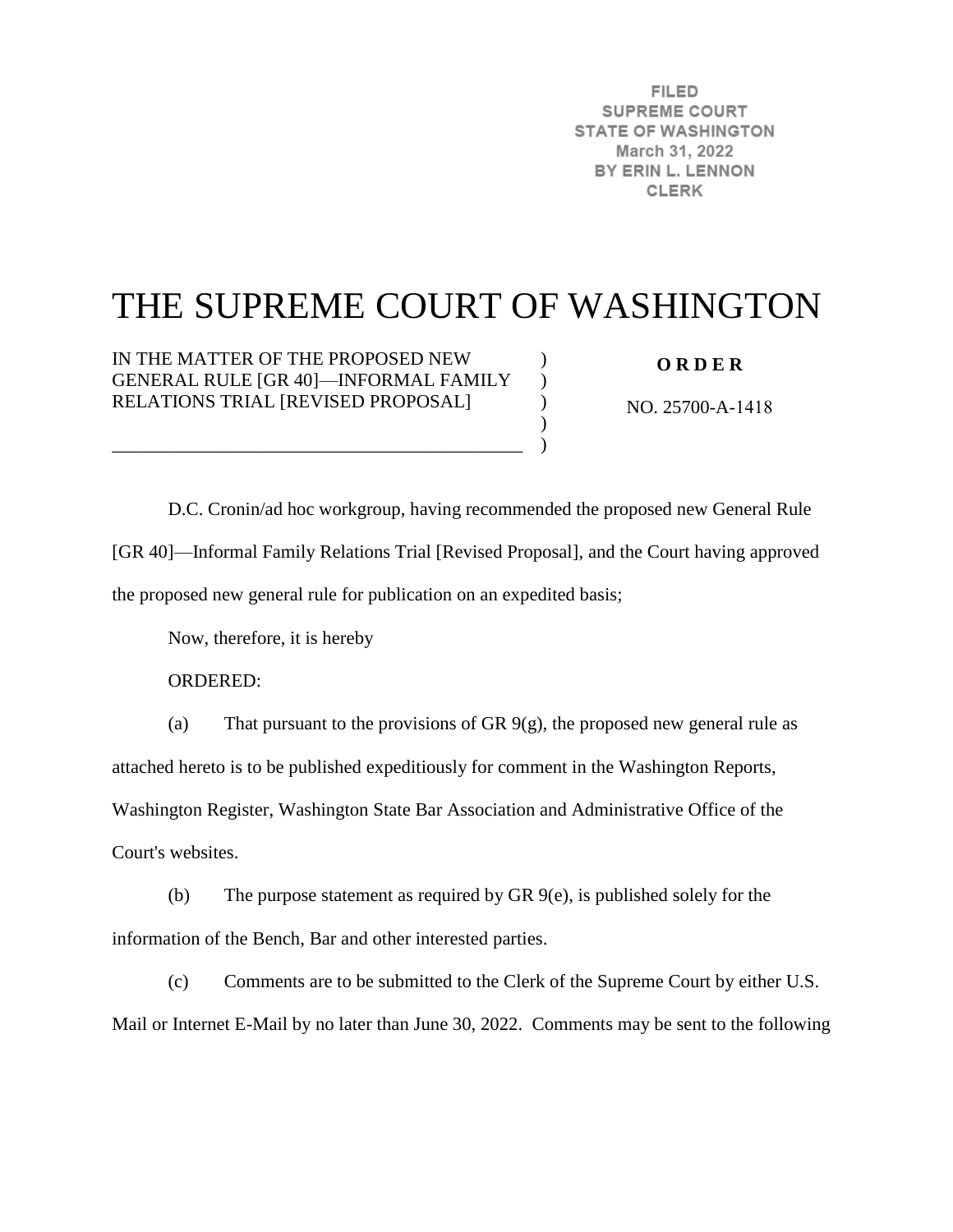FILED
SUPREME COURT
STATE OF WASHINGTON
March 31, 2022
BY ERIN L. LENNON
CLERK

# THE SUPREME COURT OF WASHINGTON

IN THE MATTER OF THE PROPOSED NEW GENERAL RULE [GR 40]—INFORMAL FAMILY RELATIONS TRIAL [REVISED PROPOSAL]

**O R D E R**

NO. 25700-A-1418

D.C. Cronin/ad hoc workgroup, having recommended the proposed new General Rule [GR 40]—Informal Family Relations Trial [Revised Proposal], and the Court having approved the proposed new general rule for publication on an expedited basis;

Now, therefore, it is hereby

ORDERED:

(a) That pursuant to the provisions of GR 9(g), the proposed new general rule as attached hereto is to be published expeditiously for comment in the Washington Reports, Washington Register, Washington State Bar Association and Administrative Office of the Court's websites.

(b) The purpose statement as required by GR 9(e), is published solely for the information of the Bench, Bar and other interested parties.

(c) Comments are to be submitted to the Clerk of the Supreme Court by either U.S. Mail or Internet E-Mail by no later than June 30, 2022. Comments may be sent to the following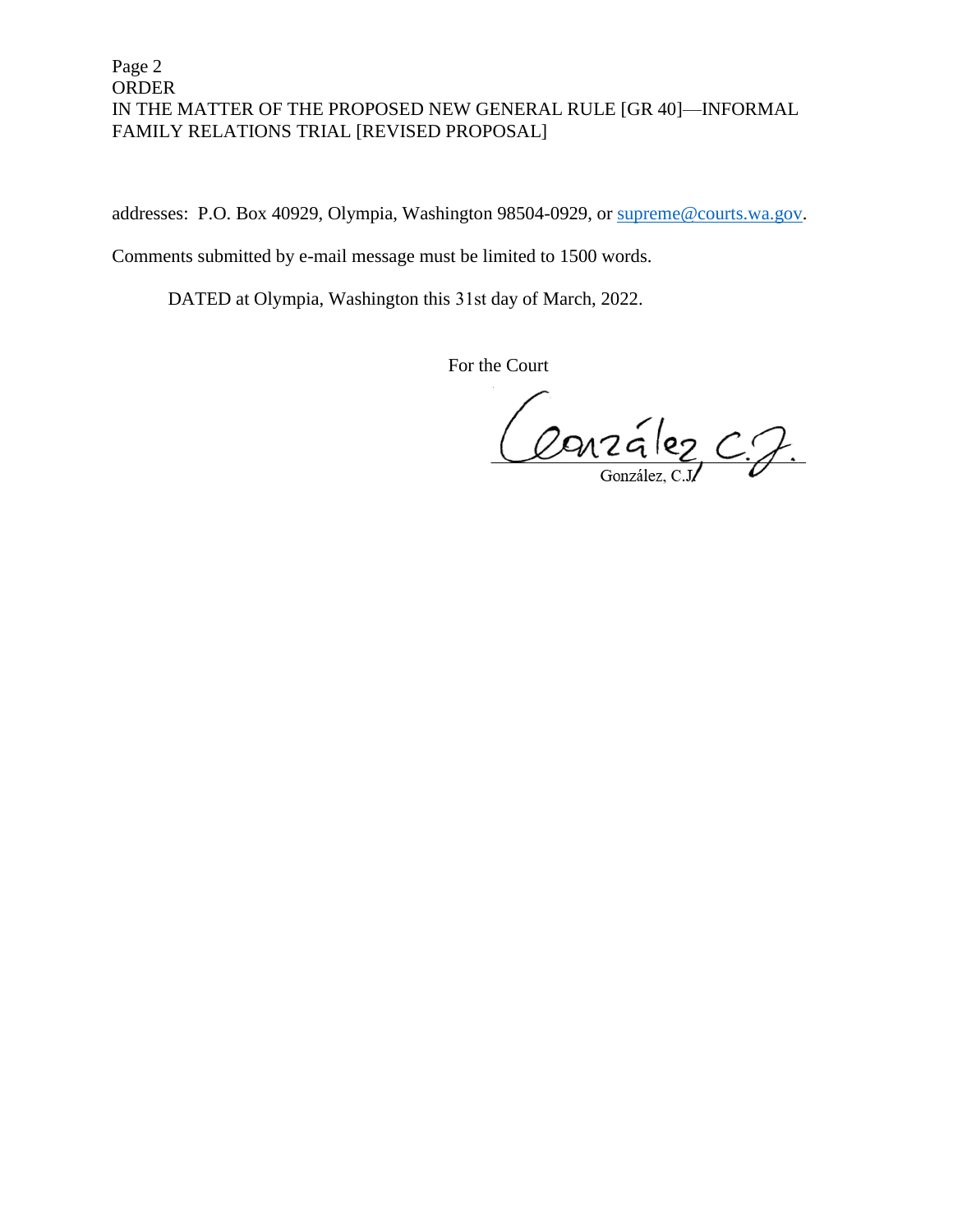addresses: P.O. Box 40929, Olympia, Washington 98504-0929, or supreme@courts.wa.gov.

Comments submitted by e-mail message must be limited to 1500 words.

DATED at Olympia, Washington this 31st day of March, 2022.

For the Court

González, C.J.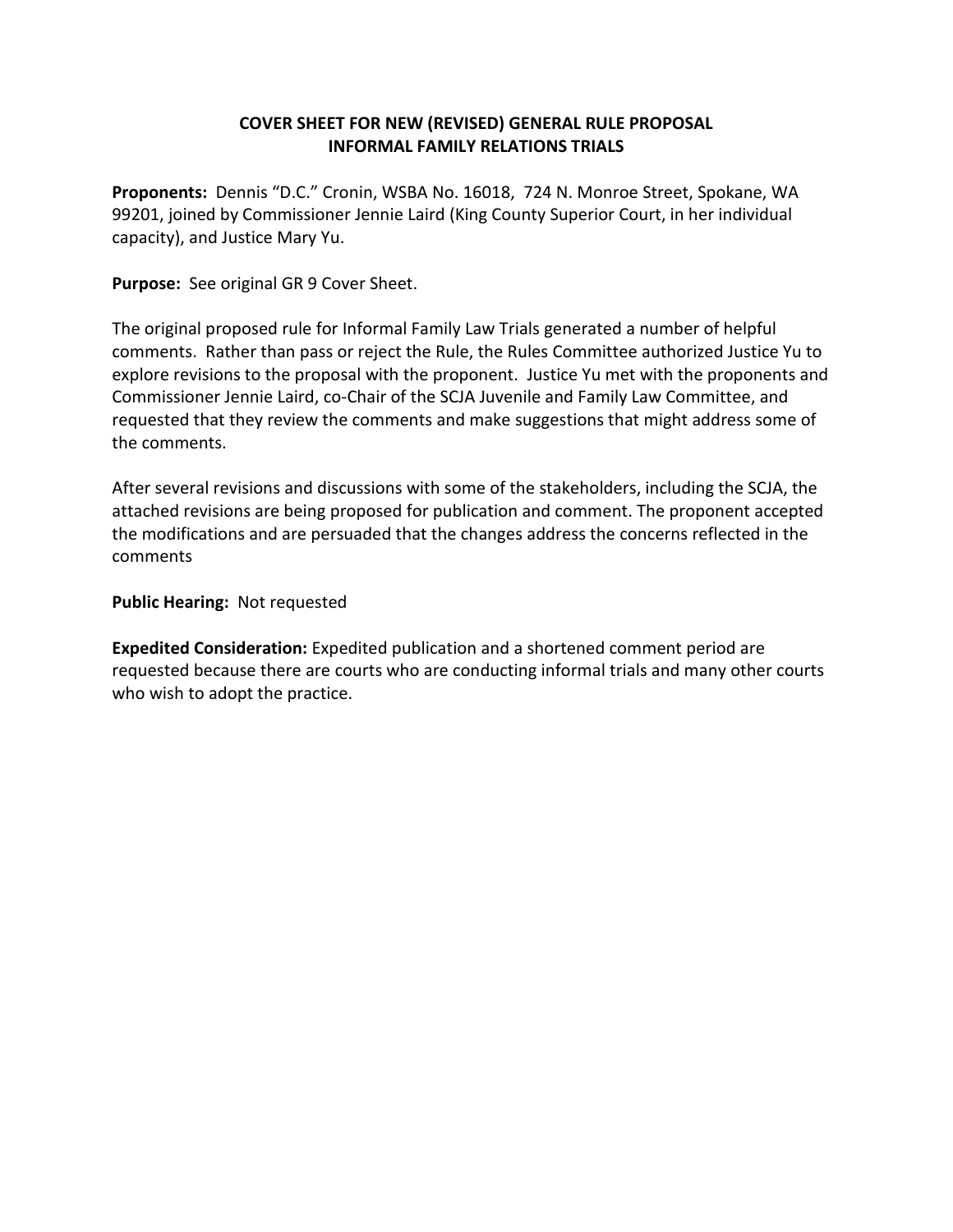**COVER SHEET FOR NEW (REVISED) GENERAL RULE PROPOSAL**
**INFORMAL FAMILY RELATIONS TRIALS**

**Proponents:** Dennis "D.C." Cronin, WSBA No. 16018, 724 N. Monroe Street, Spokane, WA 99201, joined by Commissioner Jennie Laird (King County Superior Court, in her individual capacity), and Justice Mary Yu.

**Purpose:** See original GR 9 Cover Sheet.

The original proposed rule for Informal Family Law Trials generated a number of helpful comments. Rather than pass or reject the Rule, the Rules Committee authorized Justice Yu to explore revisions to the proposal with the proponent. Justice Yu met with the proponents and Commissioner Jennie Laird, co-Chair of the SCJA Juvenile and Family Law Committee, and requested that they review the comments and make suggestions that might address some of the comments.

After several revisions and discussions with some of the stakeholders, including the SCJA, the attached revisions are being proposed for publication and comment. The proponent accepted the modifications and are persuaded that the changes address the concerns reflected in the comments

**Public Hearing:** Not requested

**Expedited Consideration:** Expedited publication and a shortened comment period are requested because there are courts who are conducting informal trials and many other courts who wish to adopt the practice.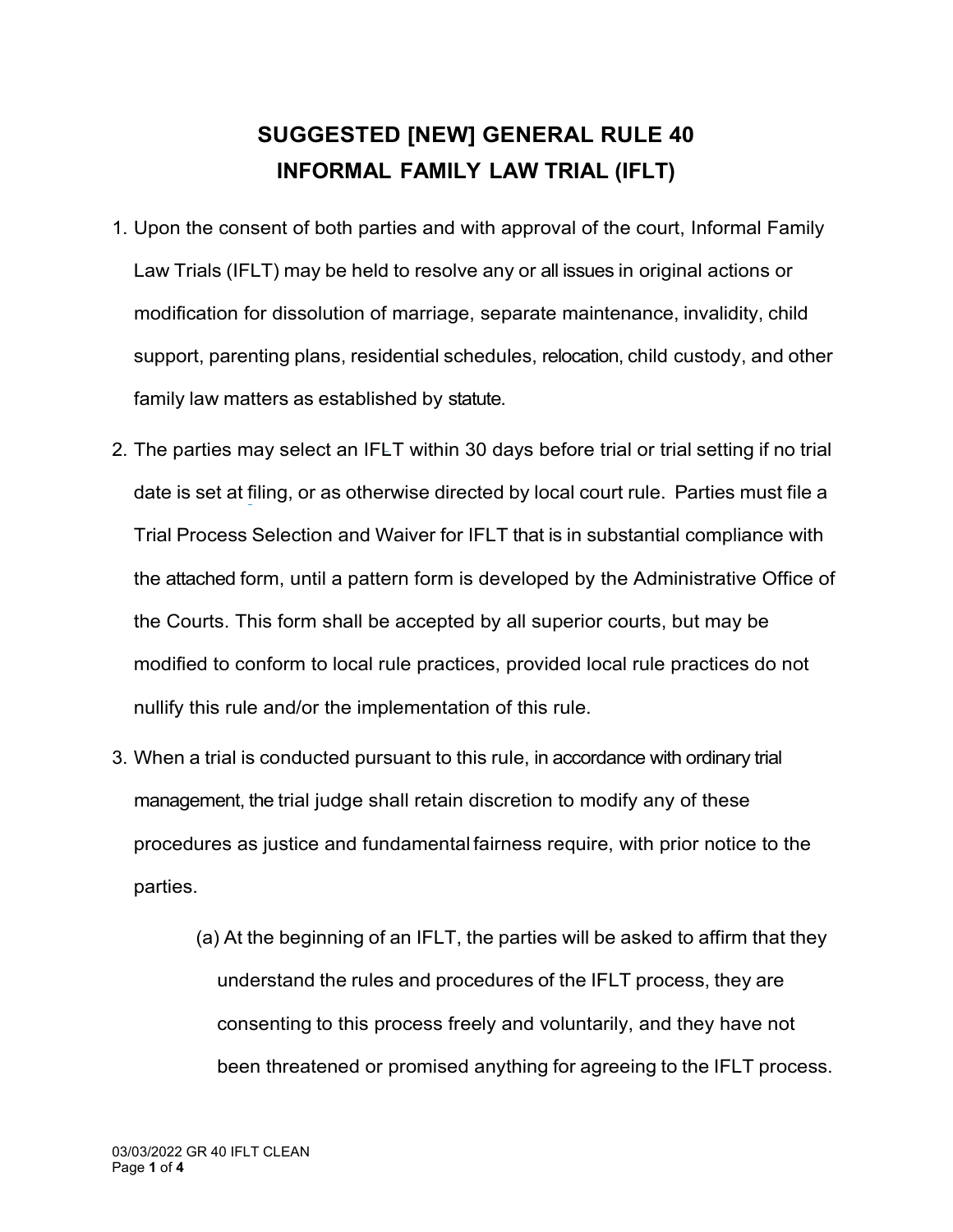# SUGGESTED [NEW] GENERAL RULE 40
# INFORMAL FAMILY LAW TRIAL (IFLT)

1. Upon the consent of both parties and with approval of the court, Informal Family Law Trials (IFLT) may be held to resolve any or all issues in original actions or modification for dissolution of marriage, separate maintenance, invalidity, child support, parenting plans, residential schedules, relocation, child custody, and other family law matters as established by statute.

2. The parties may select an IFLT within 30 days before trial or trial setting if no trial date is set at filing, or as otherwise directed by local court rule. Parties must file a Trial Process Selection and Waiver for IFLT that is in substantial compliance with the attached form, until a pattern form is developed by the Administrative Office of the Courts. This form shall be accepted by all superior courts, but may be modified to conform to local rule practices, provided local rule practices do not nullify this rule and/or the implementation of this rule.

3. When a trial is conducted pursuant to this rule, in accordance with ordinary trial management, the trial judge shall retain discretion to modify any of these procedures as justice and fundamental fairness require, with prior notice to the parties.

    (a) At the beginning of an IFLT, the parties will be asked to affirm that they understand the rules and procedures of the IFLT process, they are consenting to this process freely and voluntarily, and they have not been threatened or promised anything for agreeing to the IFLT process.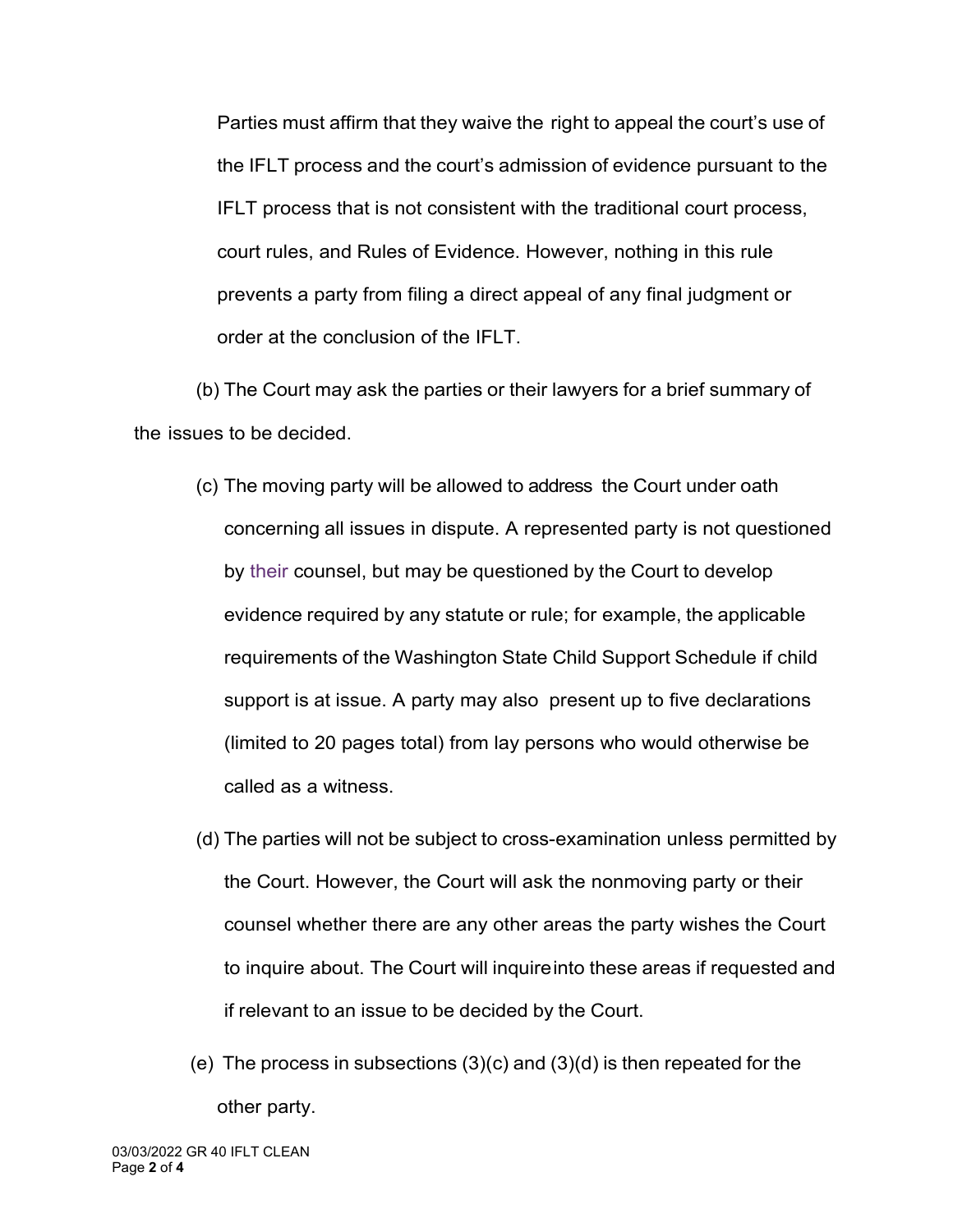Parties must affirm that they waive the right to appeal the court's use of the IFLT process and the court's admission of evidence pursuant to the IFLT process that is not consistent with the traditional court process, court rules, and Rules of Evidence. However, nothing in this rule prevents a party from filing a direct appeal of any final judgment or order at the conclusion of the IFLT.

(b) The Court may ask the parties or their lawyers for a brief summary of the issues to be decided.

(c) The moving party will be allowed to address the Court under oath concerning all issues in dispute. A represented party is not questioned by their counsel, but may be questioned by the Court to develop evidence required by any statute or rule; for example, the applicable requirements of the Washington State Child Support Schedule if child support is at issue. A party may also present up to five declarations (limited to 20 pages total) from lay persons who would otherwise be called as a witness.

(d) The parties will not be subject to cross-examination unless permitted by the Court. However, the Court will ask the nonmoving party or their counsel whether there are any other areas the party wishes the Court to inquire about. The Court will inquire into these areas if requested and if relevant to an issue to be decided by the Court.

(e) The process in subsections (3)(c) and (3)(d) is then repeated for the other party.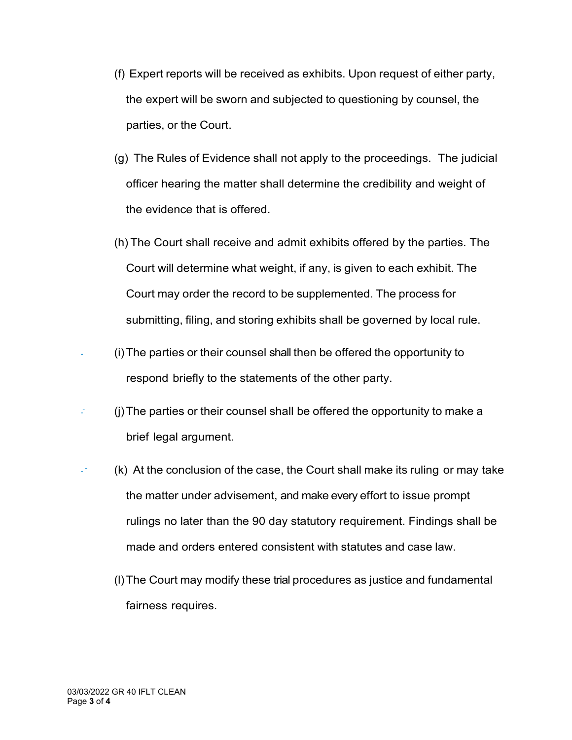(f) Expert reports will be received as exhibits. Upon request of either party, the expert will be sworn and subjected to questioning by counsel, the parties, or the Court.

(g) The Rules of Evidence shall not apply to the proceedings. The judicial officer hearing the matter shall determine the credibility and weight of the evidence that is offered.

(h) The Court shall receive and admit exhibits offered by the parties. The Court will determine what weight, if any, is given to each exhibit. The Court may order the record to be supplemented. The process for submitting, filing, and storing exhibits shall be governed by local rule.

(i) The parties or their counsel shall then be offered the opportunity to respond briefly to the statements of the other party.

(j) The parties or their counsel shall be offered the opportunity to make a brief legal argument.

(k) At the conclusion of the case, the Court shall make its ruling or may take the matter under advisement, and make every effort to issue prompt rulings no later than the 90 day statutory requirement. Findings shall be made and orders entered consistent with statutes and case law.

(l) The Court may modify these trial procedures as justice and fundamental fairness requires.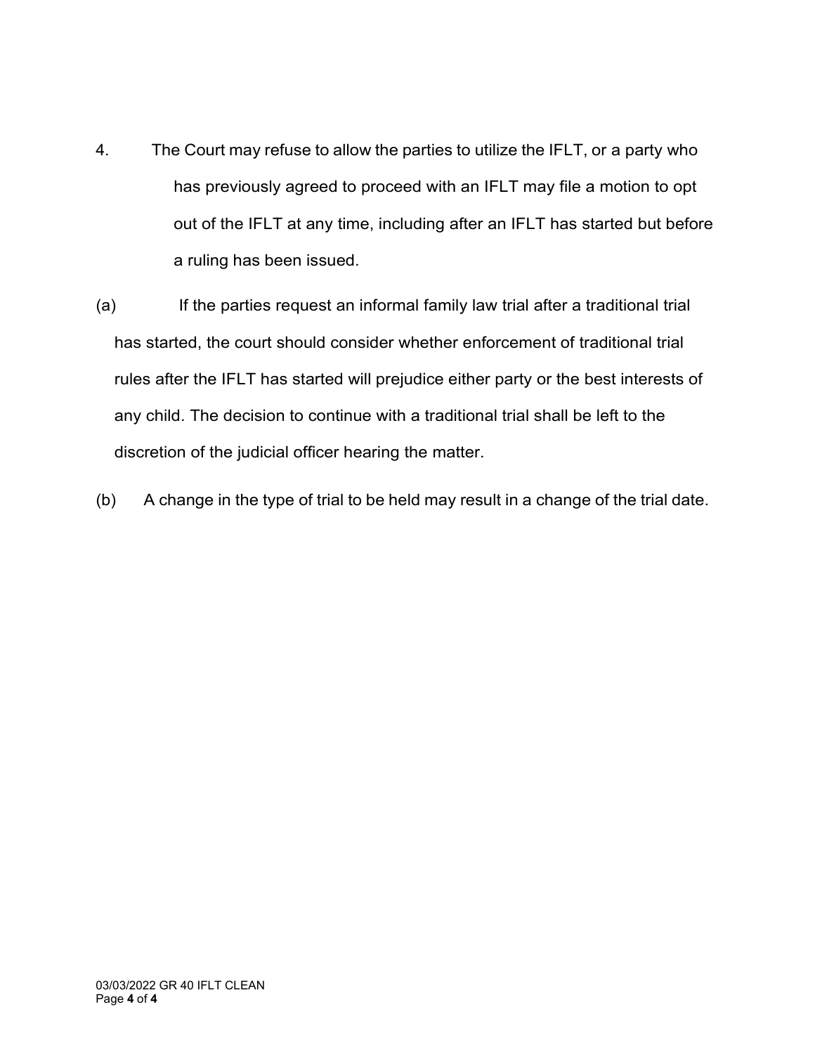4. The Court may refuse to allow the parties to utilize the IFLT, or a party who has previously agreed to proceed with an IFLT may file a motion to opt out of the IFLT at any time, including after an IFLT has started but before a ruling has been issued.

(a) If the parties request an informal family law trial after a traditional trial has started, the court should consider whether enforcement of traditional trial rules after the IFLT has started will prejudice either party or the best interests of any child. The decision to continue with a traditional trial shall be left to the discretion of the judicial officer hearing the matter.

(b) A change in the type of trial to be held may result in a change of the trial date.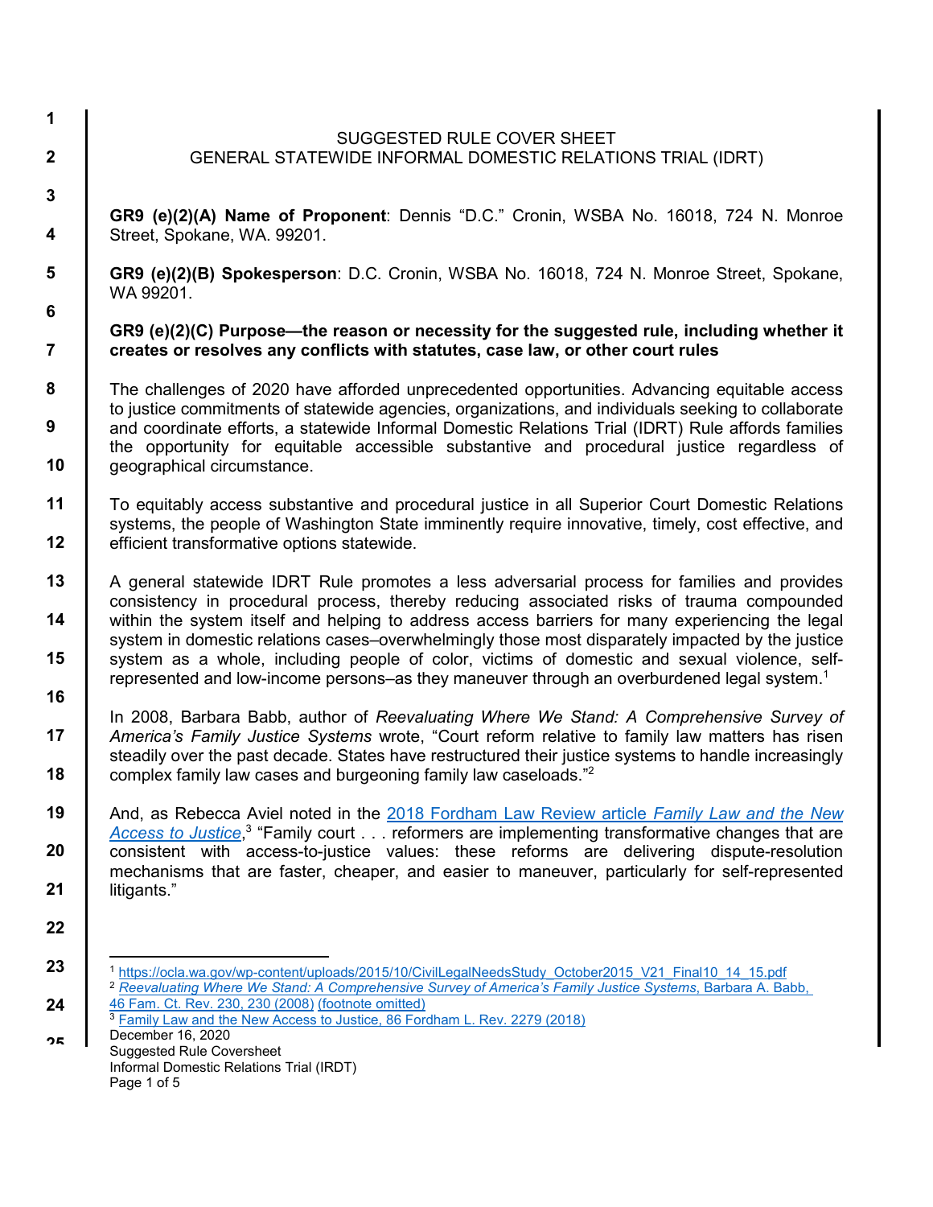SUGGESTED RULE COVER SHEET
GENERAL STATEWIDE INFORMAL DOMESTIC RELATIONS TRIAL (IDRT)

**GR9 (e)(2)(A) Name of Proponent**: Dennis “D.C.” Cronin, WSBA No. 16018, 724 N. Monroe Street, Spokane, WA. 99201.

**GR9 (e)(2)(B) Spokesperson**: D.C. Cronin, WSBA No. 16018, 724 N. Monroe Street, Spokane, WA 99201.

**GR9 (e)(2)(C) Purpose—the reason or necessity for the suggested rule, including whether it creates or resolves any conflicts with statutes, case law, or other court rules**

The challenges of 2020 have afforded unprecedented opportunities. Advancing equitable access to justice commitments of statewide agencies, organizations, and individuals seeking to collaborate and coordinate efforts, a statewide Informal Domestic Relations Trial (IDRT) Rule affords families the opportunity for equitable accessible substantive and procedural justice regardless of geographical circumstance.

To equitably access substantive and procedural justice in all Superior Court Domestic Relations systems, the people of Washington State imminently require innovative, timely, cost effective, and efficient transformative options statewide.

A general statewide IDRT Rule promotes a less adversarial process for families and provides consistency in procedural process, thereby reducing associated risks of trauma compounded within the system itself and helping to address access barriers for many experiencing the legal system in domestic relations cases–overwhelmingly those most disparately impacted by the justice system as a whole, including people of color, victims of domestic and sexual violence, self-represented and low-income persons–as they maneuver through an overburdened legal system.[1]

In 2008, Barbara Babb, author of *Reevaluating Where We Stand: A Comprehensive Survey of America’s Family Justice Systems* wrote, “Court reform relative to family law matters has risen steadily over the past decade. States have restructured their justice systems to handle increasingly complex family law cases and burgeoning family law caseloads.”[2]

And, as Rebecca Aviel noted in the 2018 Fordham Law Review article *Family Law and the New Access to Justice*,[3] “Family court . . . reformers are implementing transformative changes that are consistent with access-to-justice values: these reforms are delivering dispute-resolution mechanisms that are faster, cheaper, and easier to maneuver, particularly for self-represented litigants.”

---

[1] https://ocla.wa.gov/wp-content/uploads/2015/10/CivilLegalNeedsStudy_October2015_V21_Final10_14_15.pdf

[2] *Reevaluating Where We Stand: A Comprehensive Survey of America’s Family Justice Systems*, Barbara A. Babb, 46 Fam. Ct. Rev. 230, 230 (2008) (footnote omitted)

[3] Family Law and the New Access to Justice, 86 Fordham L. Rev. 2279 (2018)

December 16, 2020
Suggested Rule Coversheet
Informal Domestic Relations Trial (IRDT)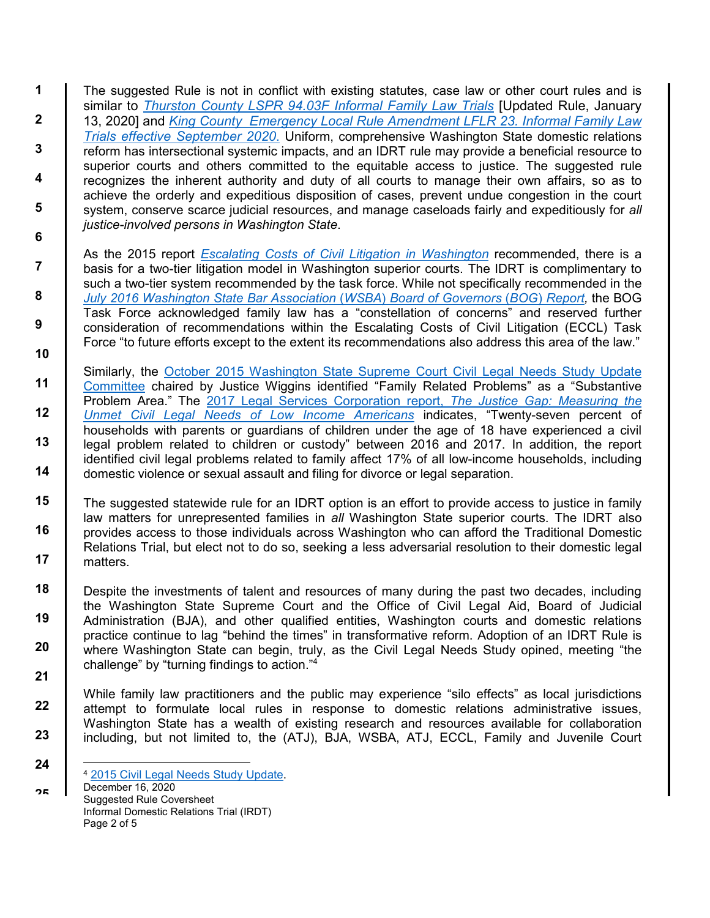The suggested Rule is not in conflict with existing statutes, case law or other court rules and is similar to *Thurston County LSPR 94.03F Informal Family Law Trials* [Updated Rule, January 13, 2020] and *King County Emergency Local Rule Amendment LFLR 23. Informal Family Law Trials effective September 2020.* Uniform, comprehensive Washington State domestic relations reform has intersectional systemic impacts, and an IDRT rule may provide a beneficial resource to superior courts and others committed to the equitable access to justice. The suggested rule recognizes the inherent authority and duty of all courts to manage their own affairs, so as to achieve the orderly and expeditious disposition of cases, prevent undue congestion in the court system, conserve scarce judicial resources, and manage caseloads fairly and expeditiously for *all justice-involved persons in Washington State*.

As the 2015 report *Escalating Costs of Civil Litigation in Washington* recommended, there is a basis for a two-tier litigation model in Washington superior courts. The IDRT is complimentary to such a two-tier system recommended by the task force. While not specifically recommended in the *July 2016 Washington State Bar Association (WSBA) Board of Governors (BOG) Report,* the BOG Task Force acknowledged family law has a "constellation of concerns" and reserved further consideration of recommendations within the Escalating Costs of Civil Litigation (ECCL) Task Force "to future efforts except to the extent its recommendations also address this area of the law."

Similarly, the October 2015 Washington State Supreme Court Civil Legal Needs Study Update Committee chaired by Justice Wiggins identified "Family Related Problems" as a "Substantive Problem Area." The 2017 Legal Services Corporation report, *The Justice Gap: Measuring the Unmet Civil Legal Needs of Low Income Americans* indicates, "Twenty-seven percent of households with parents or guardians of children under the age of 18 have experienced a civil legal problem related to children or custody" between 2016 and 2017. In addition, the report identified civil legal problems related to family affect 17% of all low-income households, including domestic violence or sexual assault and filing for divorce or legal separation.

The suggested statewide rule for an IDRT option is an effort to provide access to justice in family law matters for unrepresented families in *all* Washington State superior courts. The IDRT also provides access to those individuals across Washington who can afford the Traditional Domestic Relations Trial, but elect not to do so, seeking a less adversarial resolution to their domestic legal matters.

Despite the investments of talent and resources of many during the past two decades, including the Washington State Supreme Court and the Office of Civil Legal Aid, Board of Judicial Administration (BJA), and other qualified entities, Washington courts and domestic relations practice continue to lag "behind the times" in transformative reform. Adoption of an IDRT Rule is where Washington State can begin, truly, as the Civil Legal Needs Study opined, meeting "the challenge" by "turning findings to action."[4]

While family law practitioners and the public may experience "silo effects" as local jurisdictions attempt to formulate local rules in response to domestic relations administrative issues, Washington State has a wealth of existing research and resources available for collaboration including, but not limited to, the (ATJ), BJA, WSBA, ATJ, ECCL, Family and Juvenile Court

[4] 2015 Civil Legal Needs Study Update.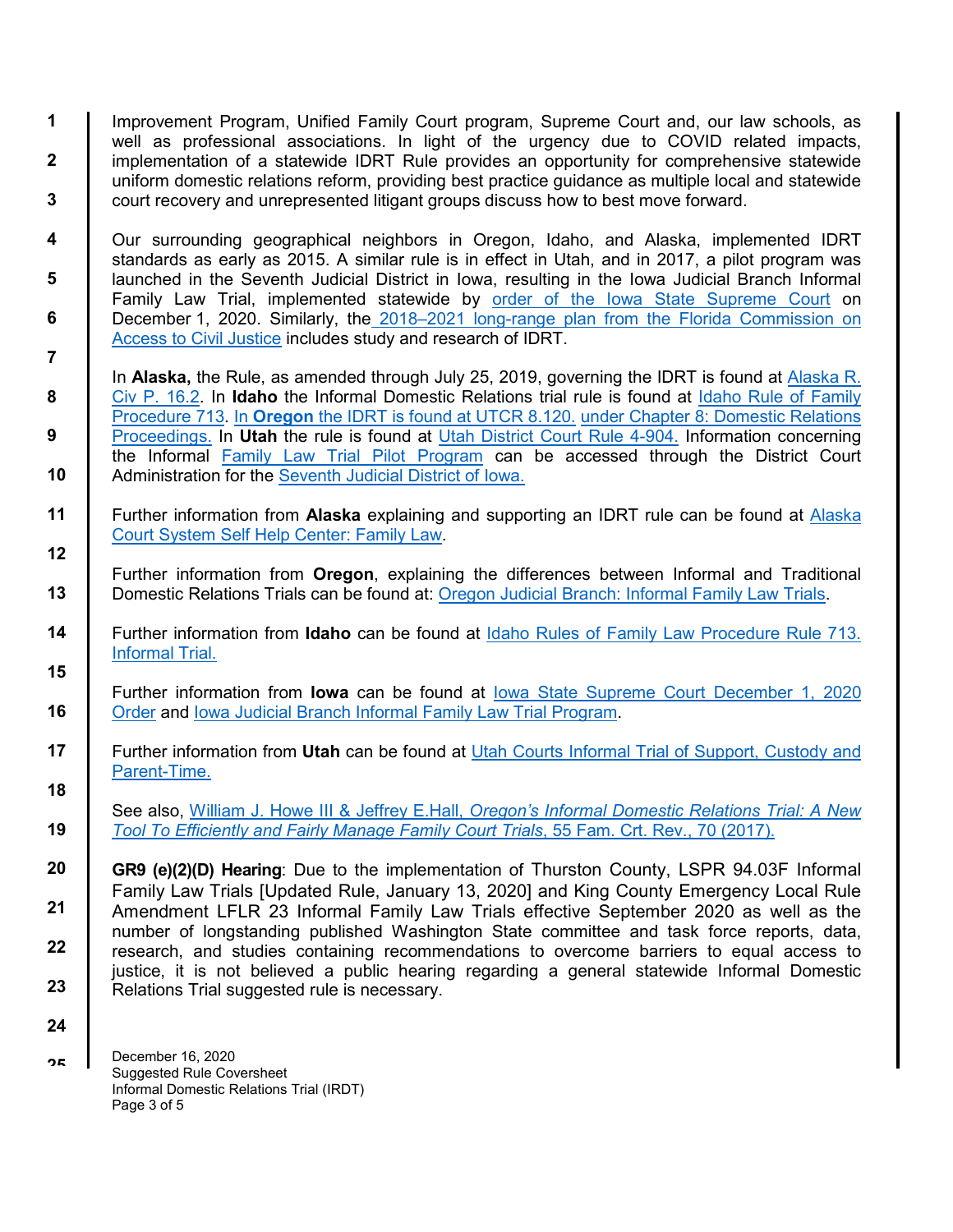Improvement Program, Unified Family Court program, Supreme Court and, our law schools, as well as professional associations. In light of the urgency due to COVID related impacts, implementation of a statewide IDRT Rule provides an opportunity for comprehensive statewide uniform domestic relations reform, providing best practice guidance as multiple local and statewide court recovery and unrepresented litigant groups discuss how to best move forward.

Our surrounding geographical neighbors in Oregon, Idaho, and Alaska, implemented IDRT standards as early as 2015. A similar rule is in effect in Utah, and in 2017, a pilot program was launched in the Seventh Judicial District in Iowa, resulting in the Iowa Judicial Branch Informal Family Law Trial, implemented statewide by order of the Iowa State Supreme Court on December 1, 2020. Similarly, the 2018–2021 long-range plan from the Florida Commission on Access to Civil Justice includes study and research of IDRT.

In **Alaska,** the Rule, as amended through July 25, 2019, governing the IDRT is found at Alaska R. Civ P. 16.2. In **Idaho** the Informal Domestic Relations trial rule is found at Idaho Rule of Family Procedure 713. In **Oregon** the IDRT is found at UTCR 8.120. under Chapter 8: Domestic Relations Proceedings. In **Utah** the rule is found at Utah District Court Rule 4-904. Information concerning the Informal Family Law Trial Pilot Program can be accessed through the District Court Administration for the Seventh Judicial District of Iowa.

Further information from **Alaska** explaining and supporting an IDRT rule can be found at Alaska Court System Self Help Center: Family Law.

Further information from **Oregon**, explaining the differences between Informal and Traditional Domestic Relations Trials can be found at: Oregon Judicial Branch: Informal Family Law Trials.

Further information from **Idaho** can be found at Idaho Rules of Family Law Procedure Rule 713. Informal Trial.

Further information from **Iowa** can be found at Iowa State Supreme Court December 1, 2020 Order and Iowa Judicial Branch Informal Family Law Trial Program.

Further information from **Utah** can be found at Utah Courts Informal Trial of Support, Custody and Parent-Time.

See also, William J. Howe III & Jeffrey E.Hall, *Oregon's Informal Domestic Relations Trial: A New Tool To Efficiently and Fairly Manage Family Court Trials*, 55 Fam. Crt. Rev., 70 (2017).

**GR9 (e)(2)(D) Hearing**: Due to the implementation of Thurston County, LSPR 94.03F Informal Family Law Trials [Updated Rule, January 13, 2020] and King County Emergency Local Rule Amendment LFLR 23 Informal Family Law Trials effective September 2020 as well as the number of longstanding published Washington State committee and task force reports, data, research, and studies containing recommendations to overcome barriers to equal access to justice, it is not believed a public hearing regarding a general statewide Informal Domestic Relations Trial suggested rule is necessary.

December 16, 2020
Suggested Rule Coversheet
Informal Domestic Relations Trial (IRDT)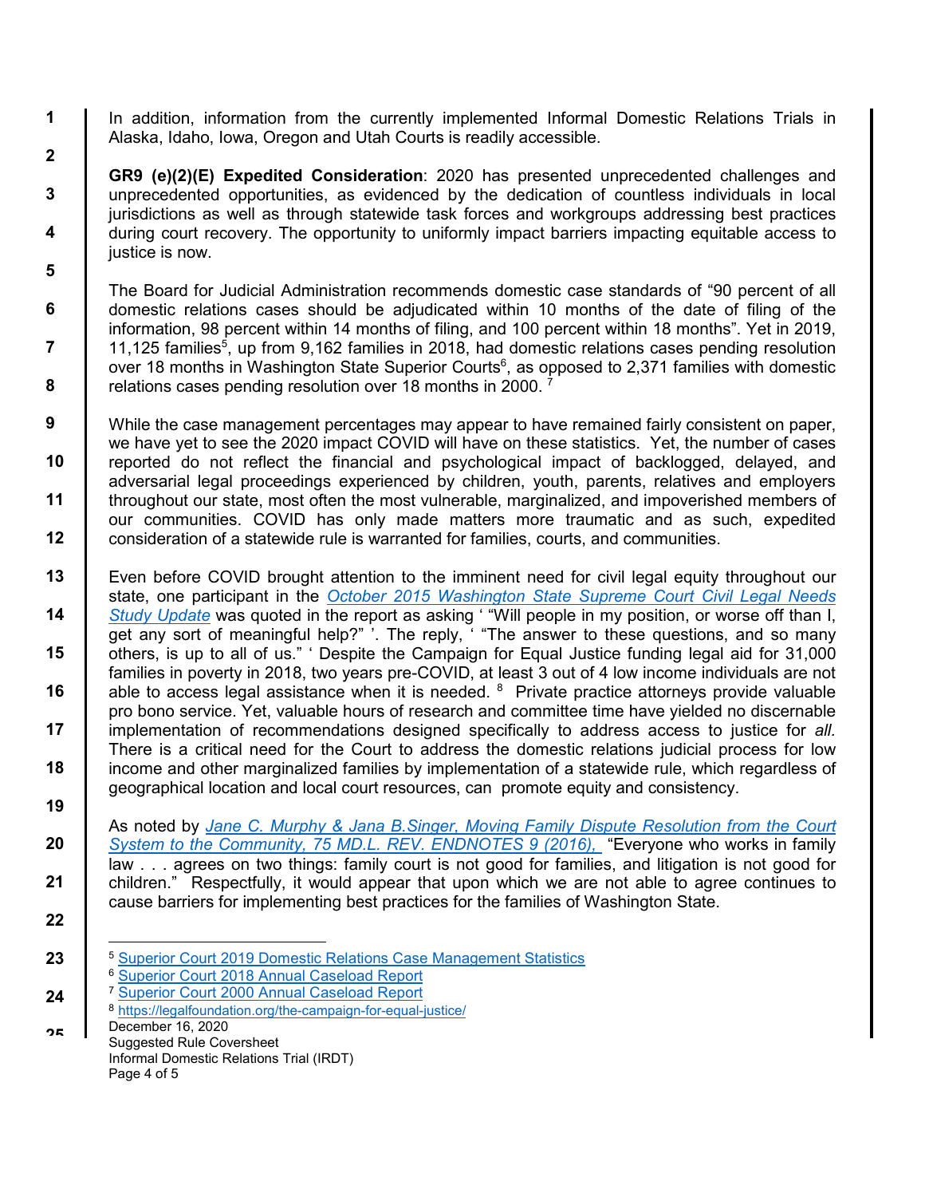In addition, information from the currently implemented Informal Domestic Relations Trials in Alaska, Idaho, Iowa, Oregon and Utah Courts is readily accessible.

**GR9 (e)(2)(E) Expedited Consideration**: 2020 has presented unprecedented challenges and unprecedented opportunities, as evidenced by the dedication of countless individuals in local jurisdictions as well as through statewide task forces and workgroups addressing best practices during court recovery. The opportunity to uniformly impact barriers impacting equitable access to justice is now.

The Board for Judicial Administration recommends domestic case standards of "90 percent of all domestic relations cases should be adjudicated within 10 months of the date of filing of the information, 98 percent within 14 months of filing, and 100 percent within 18 months". Yet in 2019, 11,125 families[5], up from 9,162 families in 2018, had domestic relations cases pending resolution over 18 months in Washington State Superior Courts[6], as opposed to 2,371 families with domestic relations cases pending resolution over 18 months in 2000. [7]

While the case management percentages may appear to have remained fairly consistent on paper, we have yet to see the 2020 impact COVID will have on these statistics. Yet, the number of cases reported do not reflect the financial and psychological impact of backlogged, delayed, and adversarial legal proceedings experienced by children, youth, parents, relatives and employers throughout our state, most often the most vulnerable, marginalized, and impoverished members of our communities. COVID has only made matters more traumatic and as such, expedited consideration of a statewide rule is warranted for families, courts, and communities.

Even before COVID brought attention to the imminent need for civil legal equity throughout our state, one participant in the *October 2015 Washington State Supreme Court Civil Legal Needs Study Update* was quoted in the report as asking ' "Will people in my position, or worse off than I, get any sort of meaningful help?" '. The reply, ' "The answer to these questions, and so many others, is up to all of us." ' Despite the Campaign for Equal Justice funding legal aid for 31,000 families in poverty in 2018, two years pre-COVID, at least 3 out of 4 low income individuals are not able to access legal assistance when it is needed. [8] Private practice attorneys provide valuable pro bono service. Yet, valuable hours of research and committee time have yielded no discernable implementation of recommendations designed specifically to address access to justice for *all.* There is a critical need for the Court to address the domestic relations judicial process for low income and other marginalized families by implementation of a statewide rule, which regardless of geographical location and local court resources, can promote equity and consistency.

As noted by *Jane C. Murphy & Jana B.Singer, Moving Family Dispute Resolution from the Court System to the Community, 75 MD.L. REV. ENDNOTES 9 (2016),* "Everyone who works in family law . . . agrees on two things: family court is not good for families, and litigation is not good for children." Respectfully, it would appear that upon which we are not able to agree continues to cause barriers for implementing best practices for the families of Washington State.

---

[5] Superior Court 2019 Domestic Relations Case Management Statistics
[6] Superior Court 2018 Annual Caseload Report
[7] Superior Court 2000 Annual Caseload Report
[8] https://legalfoundation.org/the-campaign-for-equal-justice/

December 16, 2020
Suggested Rule Coversheet
Informal Domestic Relations Trial (IRDT)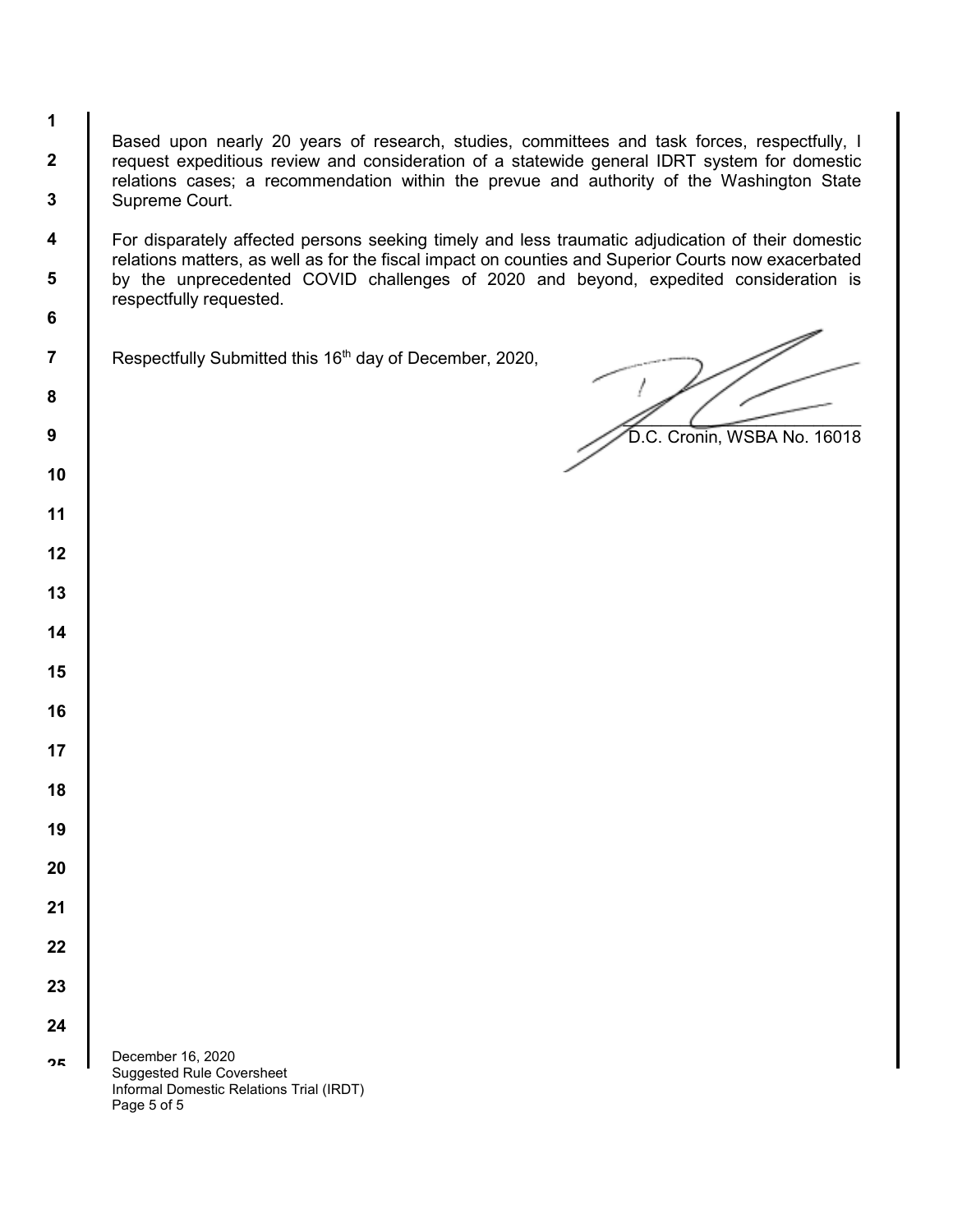Based upon nearly 20 years of research, studies, committees and task forces, respectfully, I request expeditious review and consideration of a statewide general IDRT system for domestic relations cases; a recommendation within the prevue and authority of the Washington State Supreme Court.

For disparately affected persons seeking timely and less traumatic adjudication of their domestic relations matters, as well as for the fiscal impact on counties and Superior Courts now exacerbated by the unprecedented COVID challenges of 2020 and beyond, expedited consideration is respectfully requested.

Respectfully Submitted this 16th day of December, 2020,

D.C. Cronin, WSBA No. 16018